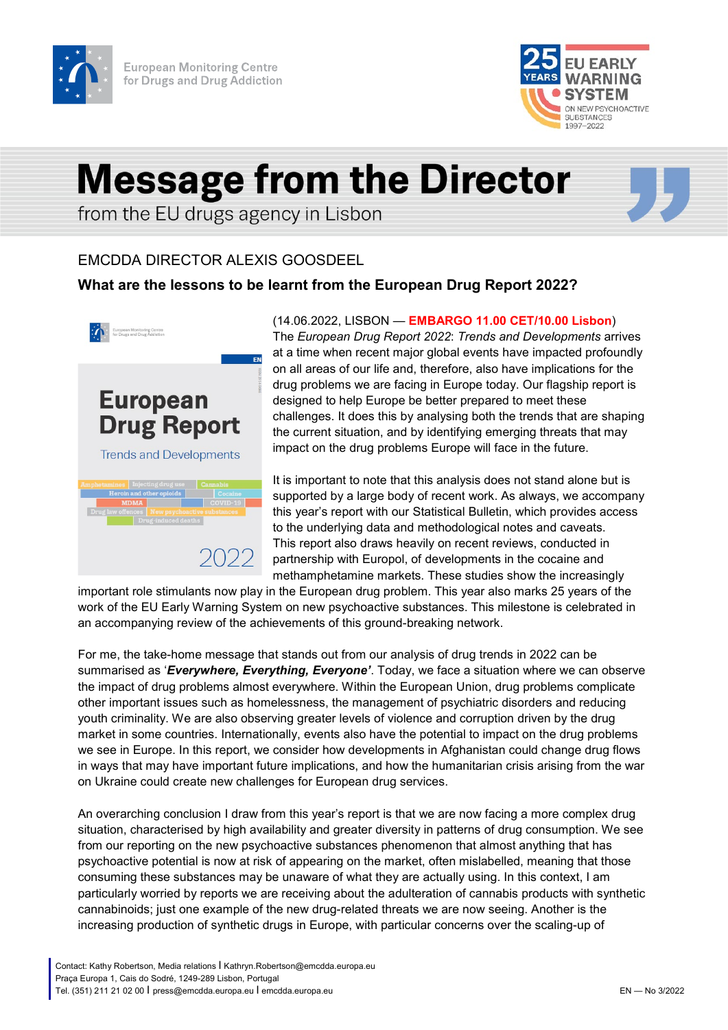European Monitoring Centre for Drugs and Drug Addiction

25 YEARS EU EARLY WARNING SYSTEM ON NEW PSYCHOACTIVE SUBSTANCES 1997–2022

# Message from the Director

from the EU drugs agency in Lisbon

## EMCDDA DIRECTOR ALEXIS GOOSDEEL

### What are the lessons to be learnt from the European Drug Report 2022?

(14.06.2022, LISBON — **EMBARGO 11.00 CET/10.00 Lisbon**)
The *European Drug Report 2022*: *Trends and Developments* arrives at a time when recent major global events have impacted profoundly on all areas of our life and, therefore, also have implications for the drug problems we are facing in Europe today. Our flagship report is designed to help Europe be better prepared to meet these challenges. It does this by analysing both the trends that are shaping the current situation, and by identifying emerging threats that may impact on the drug problems Europe will face in the future.

It is important to note that this analysis does not stand alone but is supported by a large body of recent work. As always, we accompany this year's report with our Statistical Bulletin, which provides access to the underlying data and methodological notes and caveats. This report also draws heavily on recent reviews, conducted in partnership with Europol, of developments in the cocaine and methamphetamine markets. These studies show the increasingly important role stimulants now play in the European drug problem. This year also marks 25 years of the work of the EU Early Warning System on new psychoactive substances. This milestone is celebrated in an accompanying review of the achievements of this ground-breaking network.

For me, the take-home message that stands out from our analysis of drug trends in 2022 can be summarised as '***Everywhere, Everything, Everyone'***. Today, we face a situation where we can observe the impact of drug problems almost everywhere. Within the European Union, drug problems complicate other important issues such as homelessness, the management of psychiatric disorders and reducing youth criminality. We are also observing greater levels of violence and corruption driven by the drug market in some countries. Internationally, events also have the potential to impact on the drug problems we see in Europe. In this report, we consider how developments in Afghanistan could change drug flows in ways that may have important future implications, and how the humanitarian crisis arising from the war on Ukraine could create new challenges for European drug services.

An overarching conclusion I draw from this year's report is that we are now facing a more complex drug situation, characterised by high availability and greater diversity in patterns of drug consumption. We see from our reporting on the new psychoactive substances phenomenon that almost anything that has psychoactive potential is now at risk of appearing on the market, often mislabelled, meaning that those consuming these substances may be unaware of what they are actually using. In this context, I am particularly worried by reports we are receiving about the adulteration of cannabis products with synthetic cannabinoids; just one example of the new drug-related threats we are now seeing. Another is the increasing production of synthetic drugs in Europe, with particular concerns over the scaling-up of

Contact: Kathy Robertson, Media relations I Kathryn.Robertson@emcdda.europa.eu
Praça Europa 1, Cais do Sodré, 1249-289 Lisbon, Portugal
Tel. (351) 211 21 02 00 I press@emcdda.europa.eu I emcdda.europa.eu

EN — No 3/2022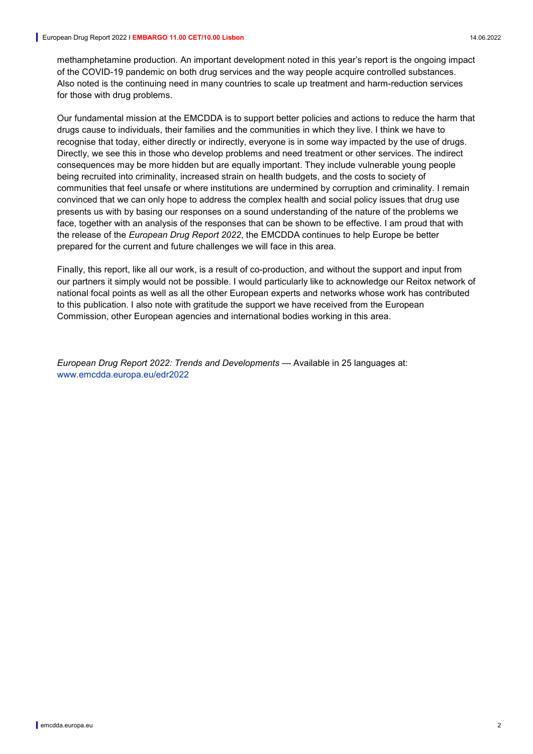methamphetamine production. An important development noted in this year's report is the ongoing impact of the COVID-19 pandemic on both drug services and the way people acquire controlled substances. Also noted is the continuing need in many countries to scale up treatment and harm-reduction services for those with drug problems.

Our fundamental mission at the EMCDDA is to support better policies and actions to reduce the harm that drugs cause to individuals, their families and the communities in which they live. I think we have to recognise that today, either directly or indirectly, everyone is in some way impacted by the use of drugs. Directly, we see this in those who develop problems and need treatment or other services. The indirect consequences may be more hidden but are equally important. They include vulnerable young people being recruited into criminality, increased strain on health budgets, and the costs to society of communities that feel unsafe or where institutions are undermined by corruption and criminality. I remain convinced that we can only hope to address the complex health and social policy issues that drug use presents us with by basing our responses on a sound understanding of the nature of the problems we face, together with an analysis of the responses that can be shown to be effective. I am proud that with the release of the *European Drug Report 2022*, the EMCDDA continues to help Europe be better prepared for the current and future challenges we will face in this area.

Finally, this report, like all our work, is a result of co-production, and without the support and input from our partners it simply would not be possible. I would particularly like to acknowledge our Reitox network of national focal points as well as all the other European experts and networks whose work has contributed to this publication. I also note with gratitude the support we have received from the European Commission, other European agencies and international bodies working in this area.

*European Drug Report 2022: Trends and Developments* — Available in 25 languages at: www.emcdda.europa.eu/edr2022